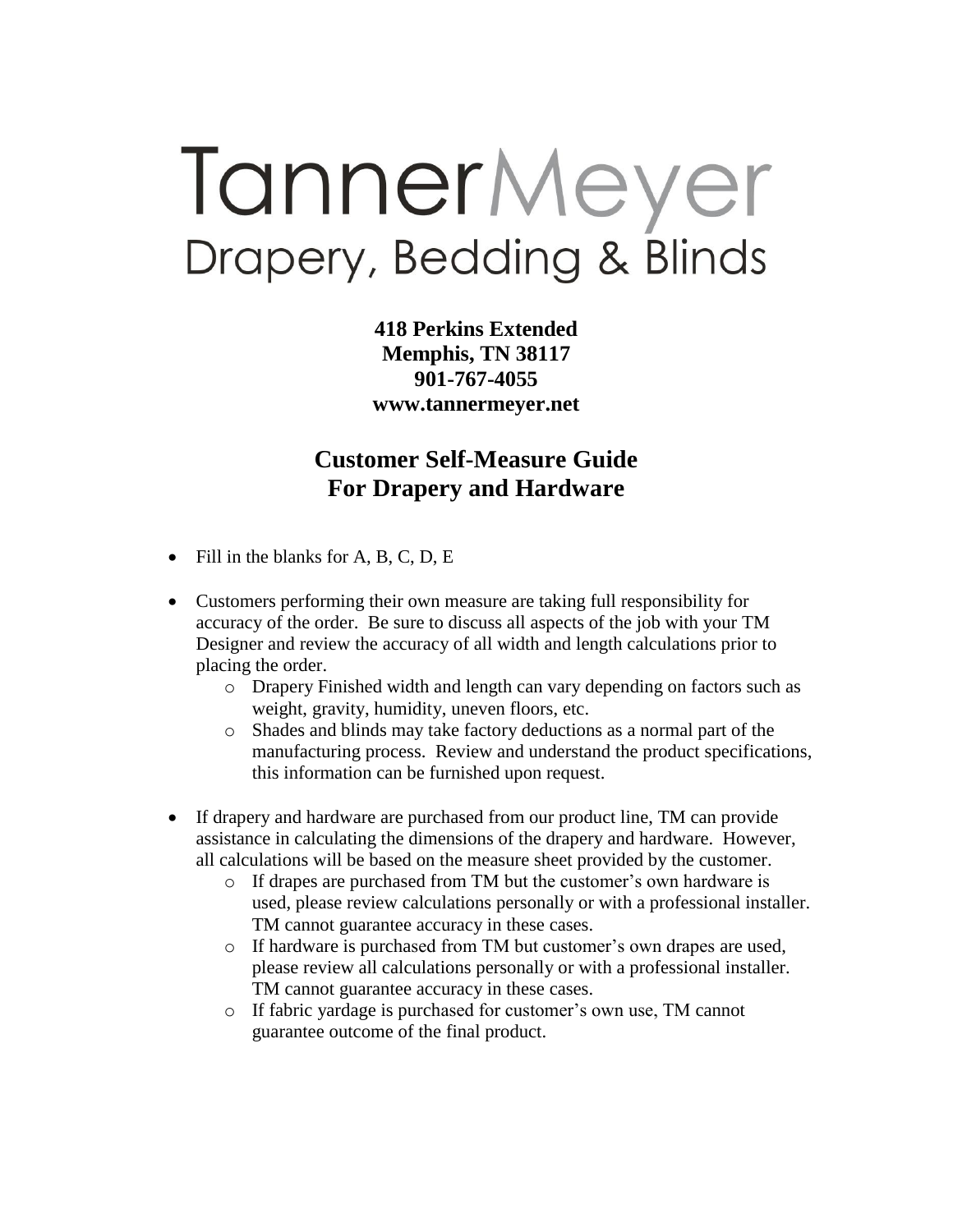# TannerMeyer
## Drapery, Bedding & Blinds

**418 Perkins Extended**
**Memphis, TN 38117**
**901-767-4055**
**www.tannermeyer.net**

## Customer Self-Measure Guide For Drapery and Hardware

- Fill in the blanks for A, B, C, D, E
- Customers performing their own measure are taking full responsibility for accuracy of the order. Be sure to discuss all aspects of the job with your TM Designer and review the accuracy of all width and length calculations prior to placing the order.
  - Drapery Finished width and length can vary depending on factors such as weight, gravity, humidity, uneven floors, etc.
  - Shades and blinds may take factory deductions as a normal part of the manufacturing process. Review and understand the product specifications, this information can be furnished upon request.
- If drapery and hardware are purchased from our product line, TM can provide assistance in calculating the dimensions of the drapery and hardware. However, all calculations will be based on the measure sheet provided by the customer.
  - If drapes are purchased from TM but the customer's own hardware is used, please review calculations personally or with a professional installer. TM cannot guarantee accuracy in these cases.
  - If hardware is purchased from TM but customer's own drapes are used, please review all calculations personally or with a professional installer. TM cannot guarantee accuracy in these cases.
  - If fabric yardage is purchased for customer's own use, TM cannot guarantee outcome of the final product.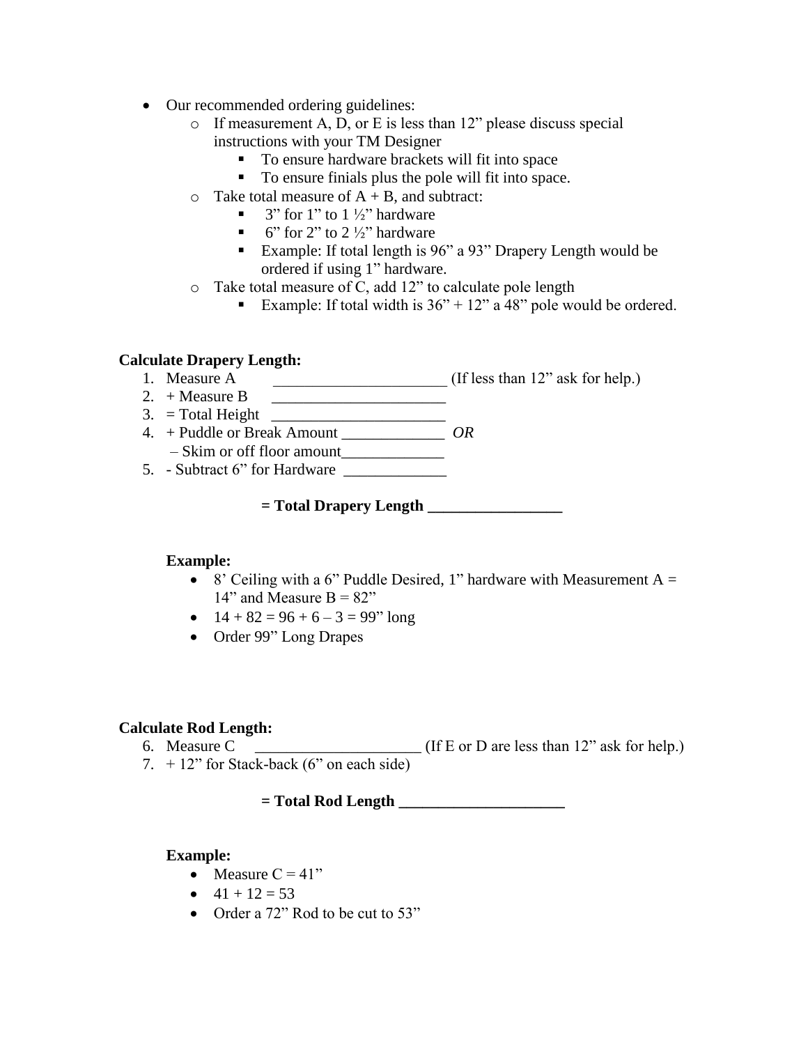- Our recommended ordering guidelines:
    - If measurement A, D, or E is less than 12" please discuss special instructions with your TM Designer
        - To ensure hardware brackets will fit into space
        - To ensure finials plus the pole will fit into space.
    - Take total measure of A + B, and subtract:
        - 3" for 1" to 1 ½" hardware
        - 6" for 2" to 2 ½" hardware
        - Example: If total length is 96" a 93" Drapery Length would be ordered if using 1" hardware.
    - Take total measure of C, add 12" to calculate pole length
        - Example: If total width is 36" + 12" a 48" pole would be ordered.

**Calculate Drapery Length:**

1. Measure A ______________________ (If less than 12" ask for help.)
2. + Measure B ______________________
3. = Total Height ______________________
4. + Puddle or Break Amount _____________ *OR*
   – Skim or off floor amount_____________
5. - Subtract 6" for Hardware _____________

**= Total Drapery Length _________________**

**Example:**

- 8' Ceiling with a 6" Puddle Desired, 1" hardware with Measurement A = 14" and Measure B = 82"
- 14 + 82 = 96 + 6 – 3 = 99" long
- Order 99" Long Drapes

**Calculate Rod Length:**

6. Measure C _____________________ (If E or D are less than 12" ask for help.)
7. + 12" for Stack-back (6" on each side)

**= Total Rod Length _____________________**

**Example:**

- Measure C = 41"
- 41 + 12 = 53
- Order a 72" Rod to be cut to 53"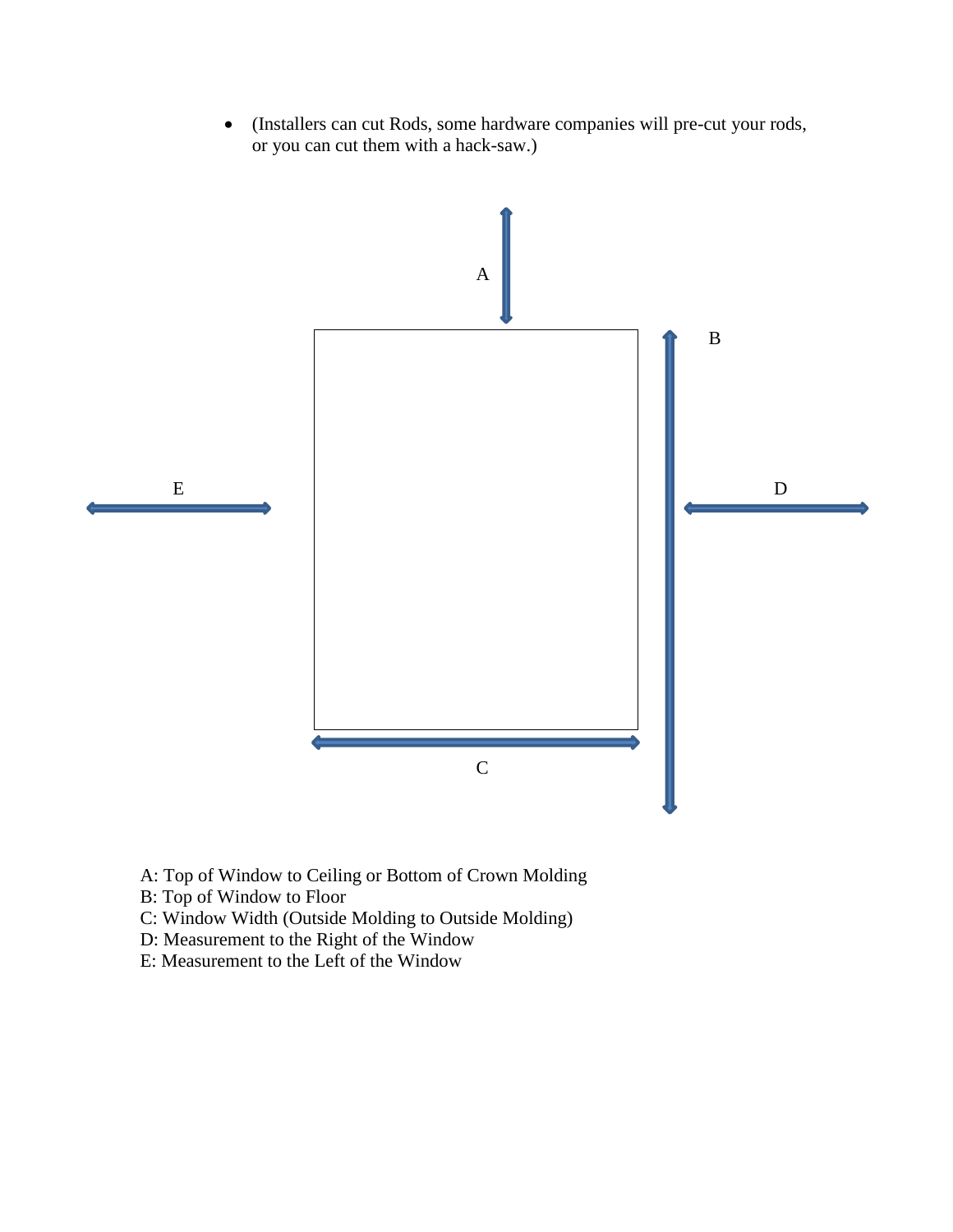- (Installers can cut Rods, some hardware companies will pre-cut your rods, or you can cut them with a hack-saw.)

A

B

E

D

C

A: Top of Window to Ceiling or Bottom of Crown Molding
B: Top of Window to Floor
C: Window Width (Outside Molding to Outside Molding)
D: Measurement to the Right of the Window
E: Measurement to the Left of the Window